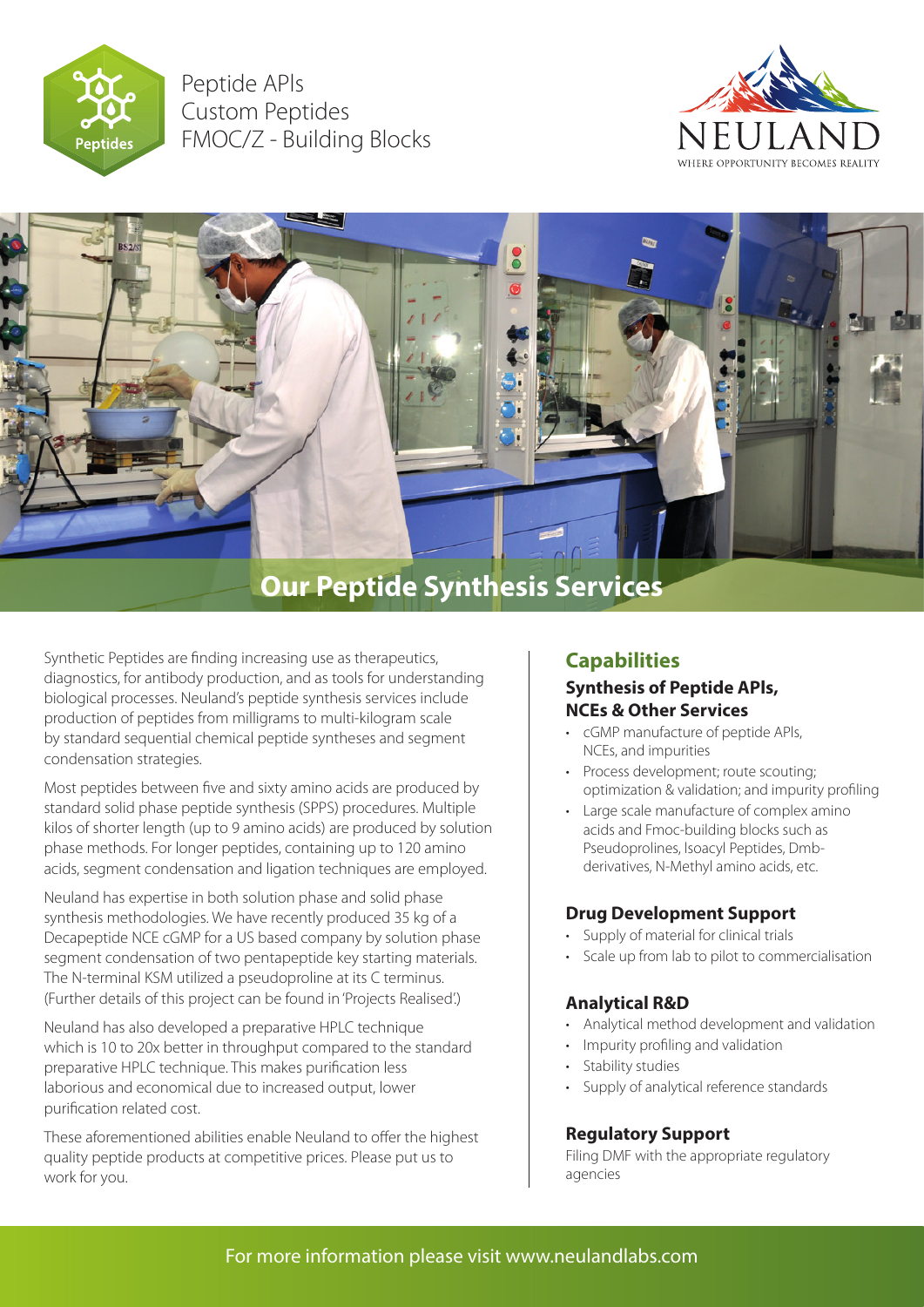Peptide APIs
Custom Peptides
FMOC/Z - Building Blocks

NEULAND
WHERE OPPORTUNITY BECOMES REALITY

# Our Peptide Synthesis Services

Synthetic Peptides are finding increasing use as therapeutics, diagnostics, for antibody production, and as tools for understanding biological processes. Neuland's peptide synthesis services include production of peptides from milligrams to multi-kilogram scale by standard sequential chemical peptide syntheses and segment condensation strategies.

Most peptides between five and sixty amino acids are produced by standard solid phase peptide synthesis (SPPS) procedures. Multiple kilos of shorter length (up to 9 amino acids) are produced by solution phase methods. For longer peptides, containing up to 120 amino acids, segment condensation and ligation techniques are employed.

Neuland has expertise in both solution phase and solid phase synthesis methodologies. We have recently produced 35 kg of a Decapeptide NCE cGMP for a US based company by solution phase segment condensation of two pentapeptide key starting materials. The N-terminal KSM utilized a pseudoproline at its C terminus. (Further details of this project can be found in 'Projects Realised'.)

Neuland has also developed a preparative HPLC technique which is 10 to 20x better in throughput compared to the standard preparative HPLC technique. This makes purification less laborious and economical due to increased output, lower purification related cost.

These aforementioned abilities enable Neuland to offer the highest quality peptide products at competitive prices. Please put us to work for you.

## Capabilities

### Synthesis of Peptide APIs, NCEs & Other Services

- cGMP manufacture of peptide APIs, NCEs, and impurities
- Process development; route scouting; optimization & validation; and impurity profiling
- Large scale manufacture of complex amino acids and Fmoc-building blocks such as Pseudoprolines, Isoacyl Peptides, Dmb-derivatives, N-Methyl amino acids, etc.

### Drug Development Support

- Supply of material for clinical trials
- Scale up from lab to pilot to commercialisation

### Analytical R&D

- Analytical method development and validation
- Impurity profiling and validation
- Stability studies
- Supply of analytical reference standards

### Regulatory Support

Filing DMF with the appropriate regulatory agencies

For more information please visit www.neulandlabs.com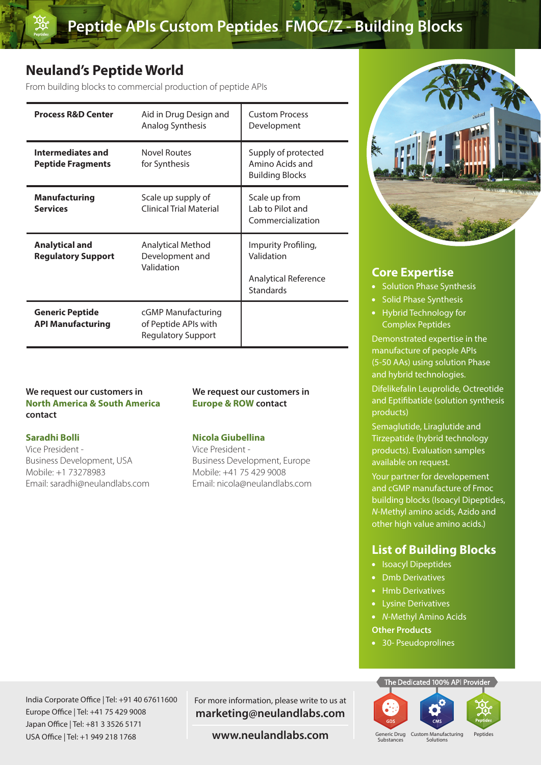# Peptide APIs Custom Peptides FMOC/Z - Building Blocks

## Neuland's Peptide World

From building blocks to commercial production of peptide APIs

| | | |
|---|---|---|
| **Process R&D Center** | Aid in Drug Design and Analog Synthesis | Custom Process Development |
| **Intermediates and Peptide Fragments** | Novel Routes for Synthesis | Supply of protected Amino Acids and Building Blocks |
| **Manufacturing Services** | Scale up supply of Clinical Trial Material | Scale up from Lab to Pilot and Commercialization |
| **Analytical and Regulatory Support** | Analytical Method Development and Validation | Impurity Profiling, Validation<br><br>Analytical Reference Standards |
| **Generic Peptide API Manufacturing** | cGMP Manufacturing of Peptide APIs with Regulatory Support | |

We request our customers in **North America & South America** contact

**Saradhi Bolli**
Vice President -
Business Development, USA
Mobile: +1 73278983
Email: saradhi@neulandlabs.com

We request our customers in **Europe & ROW** contact

**Nicola Giubellina**
Vice President -
Business Development, Europe
Mobile: +41 75 429 9008
Email: nicola@neulandlabs.com

## Core Expertise

- Solution Phase Synthesis
- Solid Phase Synthesis
- Hybrid Technology for Complex Peptides

Demonstrated expertise in the manufacture of people APIs (5-50 AAs) using solution Phase and hybrid technologies.

Difelikefalin Leuprolide, Octreotide and Eptifibatide (solution synthesis products)

Semaglutide, Liraglutide and Tirzepatide (hybrid technology products). Evaluation samples available on request.

Your partner for developement and cGMP manufacture of Fmoc building blocks (Isoacyl Dipeptides, *N*-Methyl amino acids, Azido and other high value amino acids.)

## List of Building Blocks

- Isoacyl Dipeptides
- Dmb Derivatives
- Hmb Derivatives
- Lysine Derivatives
- *N*-Methyl Amino Acids

**Other Products**

- 30- Pseudoprolines

India Corporate Office | Tel: +91 40 67611600
Europe Office | Tel: +41 75 429 9008
Japan Office | Tel: +81 3 3526 5171
USA Office | Tel: +1 949 218 1768

For more information, please write to us at
**marketing@neulandlabs.com**

**www.neulandlabs.com**

The Dedicated 100% API Provider

Generic Drug Substances | Custom Manufacturing Solutions | Peptides